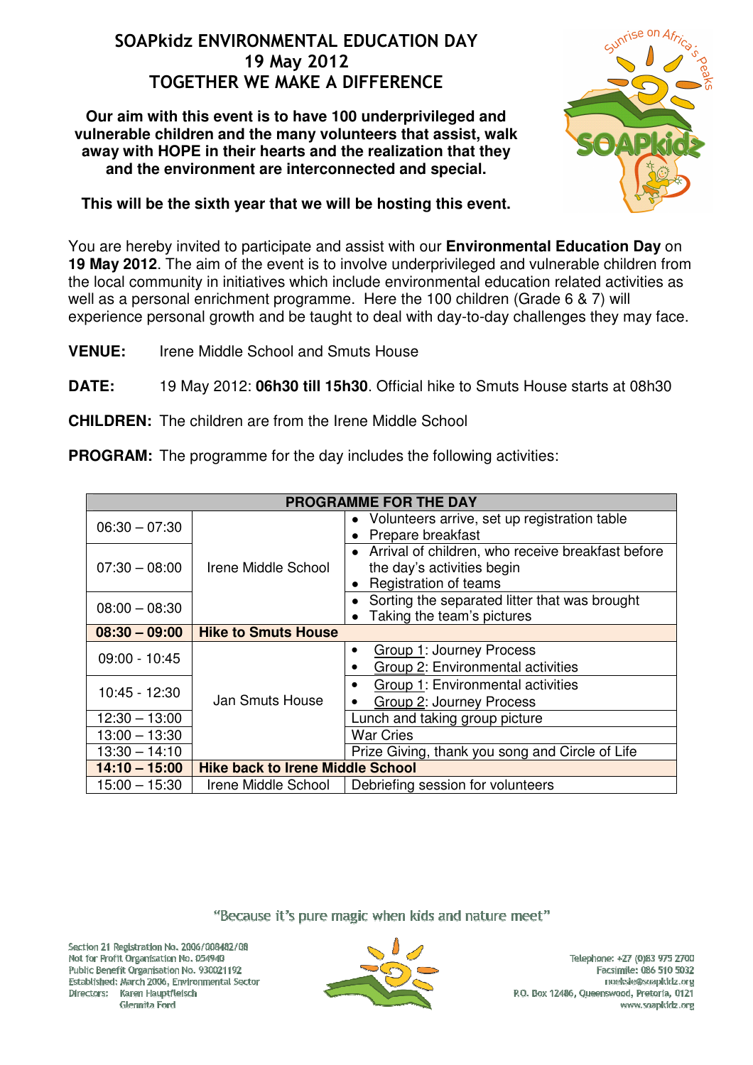# SOAPkidz ENVIRONMENTAL EDUCATION DAY
# 19 May 2012
# TOGETHER WE MAKE A DIFFERENCE

**Our aim with this event is to have 100 underprivileged and vulnerable children and the many volunteers that assist, walk away with HOPE in their hearts and the realization that they and the environment are interconnected and special.**

**This will be the sixth year that we will be hosting this event.**

You are hereby invited to participate and assist with our **Environmental Education Day** on **19 May 2012**. The aim of the event is to involve underprivileged and vulnerable children from the local community in initiatives which include environmental education related activities as well as a personal enrichment programme. Here the 100 children (Grade 6 & 7) will experience personal growth and be taught to deal with day-to-day challenges they may face.

**VENUE:** Irene Middle School and Smuts House

**DATE:** 19 May 2012: **06h30 till 15h30**. Official hike to Smuts House starts at 08h30

**CHILDREN:** The children are from the Irene Middle School

**PROGRAM:** The programme for the day includes the following activities:

| PROGRAMME FOR THE DAY | | |
|---|---|---|
| 06:30 – 07:30 | Irene Middle School | • Volunteers arrive, set up registration table<br>• Prepare breakfast |
| 07:30 – 08:00 | | • Arrival of children, who receive breakfast before the day's activities begin<br>• Registration of teams |
| 08:00 – 08:30 | | • Sorting the separated litter that was brought<br>• Taking the team's pictures |
| **08:30 – 09:00** | **Hike to Smuts House** | |
| 09:00 - 10:45 | Jan Smuts House | • Group 1: Journey Process<br>• Group 2: Environmental activities |
| 10:45 - 12:30 | | • Group 1: Environmental activities<br>• Group 2: Journey Process |
| 12:30 – 13:00 | | Lunch and taking group picture |
| 13:00 – 13:30 | | War Cries |
| 13:30 – 14:10 | | Prize Giving, thank you song and Circle of Life |
| **14:10 – 15:00** | **Hike back to Irene Middle School** | |
| 15:00 – 15:30 | Irene Middle School | Debriefing session for volunteers |

"Because it's pure magic when kids and nature meet"

Section 21 Registration No. 2006/008482/08
Not for Profit Organisation No. 054940
Public Benefit Organisation No. 930021192
Established: March 2006, Environmental Sector
Directors: Karen Hauptfleisch
Glennita Ford

Telephone: +27 (0)83 975 2700
Facsimile: 086 510 5032
noeksie@soapkidz.org
P.O. Box 12486, Queenswood, Pretoria, 0121
www.soapkidz.org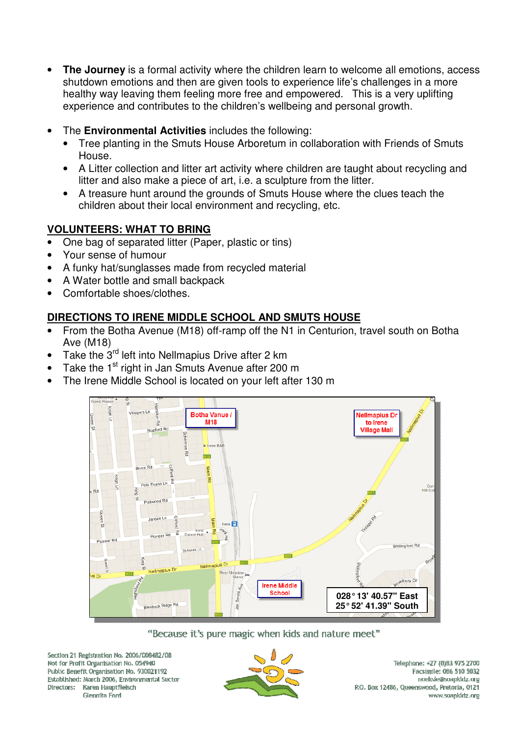- **The Journey** is a formal activity where the children learn to welcome all emotions, access shutdown emotions and then are given tools to experience life's challenges in a more healthy way leaving them feeling more free and empowered. This is a very uplifting experience and contributes to the children's wellbeing and personal growth.

- The **Environmental Activities** includes the following:
  - Tree planting in the Smuts House Arboretum in collaboration with Friends of Smuts House.
  - A Litter collection and litter art activity where children are taught about recycling and litter and also make a piece of art, i.e. a sculpture from the litter.
  - A treasure hunt around the grounds of Smuts House where the clues teach the children about their local environment and recycling, etc.

## VOLUNTEERS: WHAT TO BRING

- One bag of separated litter (Paper, plastic or tins)
- Your sense of humour
- A funky hat/sunglasses made from recycled material
- A Water bottle and small backpack
- Comfortable shoes/clothes.

## DIRECTIONS TO IRENE MIDDLE SCHOOL AND SMUTS HOUSE

- From the Botha Avenue (M18) off-ramp off the N1 in Centurion, travel south on Botha Ave (M18)
- Take the 3rd left into Nellmapius Drive after 2 km
- Take the 1st right in Jan Smuts Avenue after 200 m
- The Irene Middle School is located on your left after 130 m

Botha Vanue / M18

Nellmapius Dr to Irene Village Mall

Irene Middle School

028° 13' 40.57" East
25° 52' 41.39" South

"Because it's pure magic when kids and nature meet"

Section 21 Registration No. 2006/008482/08
Not for Profit Organisation No. 054940
Public Benefit Organisation No. 930021192
Established: March 2006, Environmental Sector
Directors: Karen Hauptfleisch
Glennita Ford

Telephone: +27 (0)83 975 2700
Facsimile: 086 510 5032
noelsie@soapkidz.org
P.O. Box 12486, Queenswood, Pretoria, 0121
www.soapkidz.org